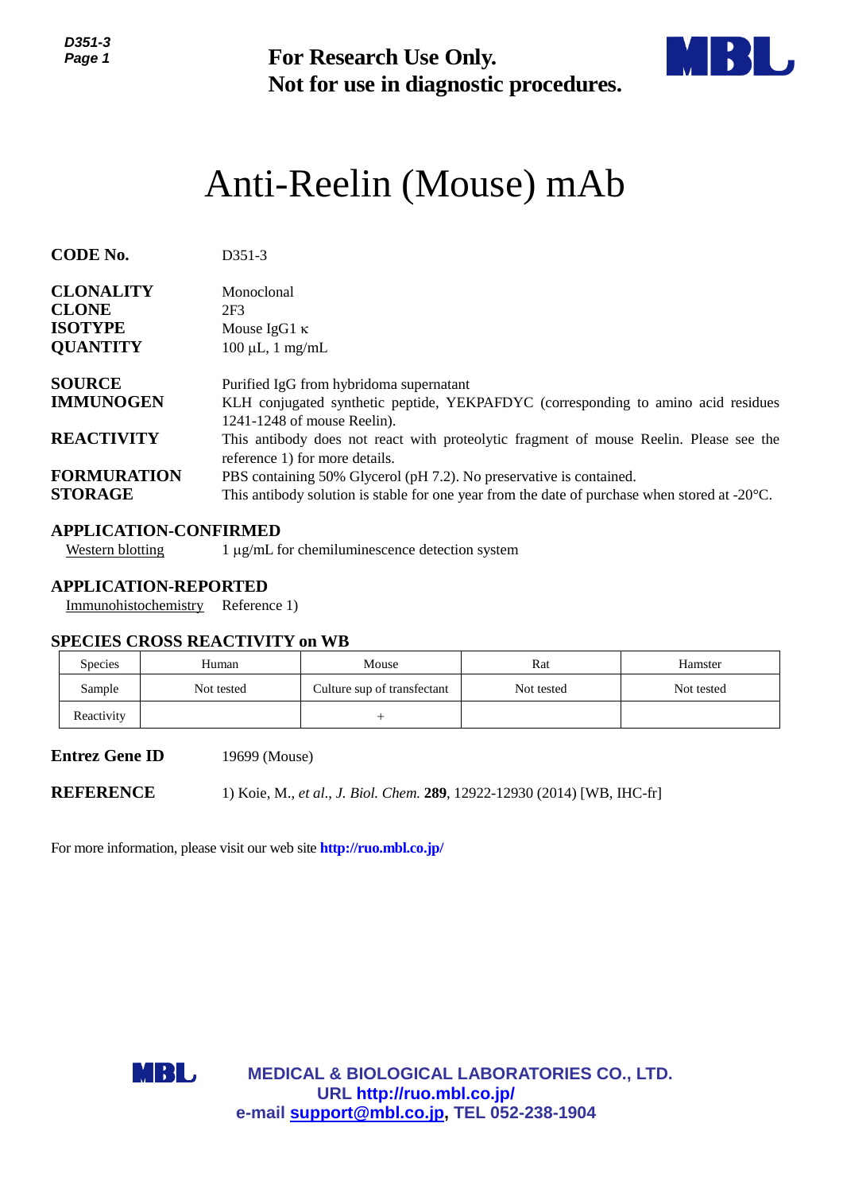**For Research Use Only.**
**Not for use in diagnostic procedures.**

# Anti-Reelin (Mouse) mAb

**CODE No.** D351-3

**CLONALITY** Monoclonal
**CLONE** 2F3
**ISOTYPE** Mouse IgG1 κ
**QUANTITY** 100 µL, 1 mg/mL

**SOURCE** Purified IgG from hybridoma supernatant
**IMMUNOGEN** KLH conjugated synthetic peptide, YEKPAFDYC (corresponding to amino acid residues 1241-1248 of mouse Reelin).
**REACTIVITY** This antibody does not react with proteolytic fragment of mouse Reelin. Please see the reference 1) for more details.
**FORMURATION** PBS containing 50% Glycerol (pH 7.2). No preservative is contained.
**STORAGE** This antibody solution is stable for one year from the date of purchase when stored at -20°C.

## APPLICATION-CONFIRMED

Western blotting 1 µg/mL for chemiluminescence detection system

## APPLICATION-REPORTED

Immunohistochemistry Reference 1)

## SPECIES CROSS REACTIVITY on WB

| Species | Human | Mouse | Rat | Hamster |
|---|---|---|---|---|
| Sample | Not tested | Culture sup of transfectant | Not tested | Not tested |
| Reactivity | | + | | |

**Entrez Gene ID** 19699 (Mouse)

**REFERENCE** 1) Koie, M., *et al*., *J. Biol. Chem.* **289**, 12922-12930 (2014) [WB, IHC-fr]

For more information, please visit our web site **http://ruo.mbl.co.jp/**

**MEDICAL & BIOLOGICAL LABORATORIES CO., LTD.**
**URL http://ruo.mbl.co.jp/**
**e-mail support@mbl.co.jp, TEL 052-238-1904**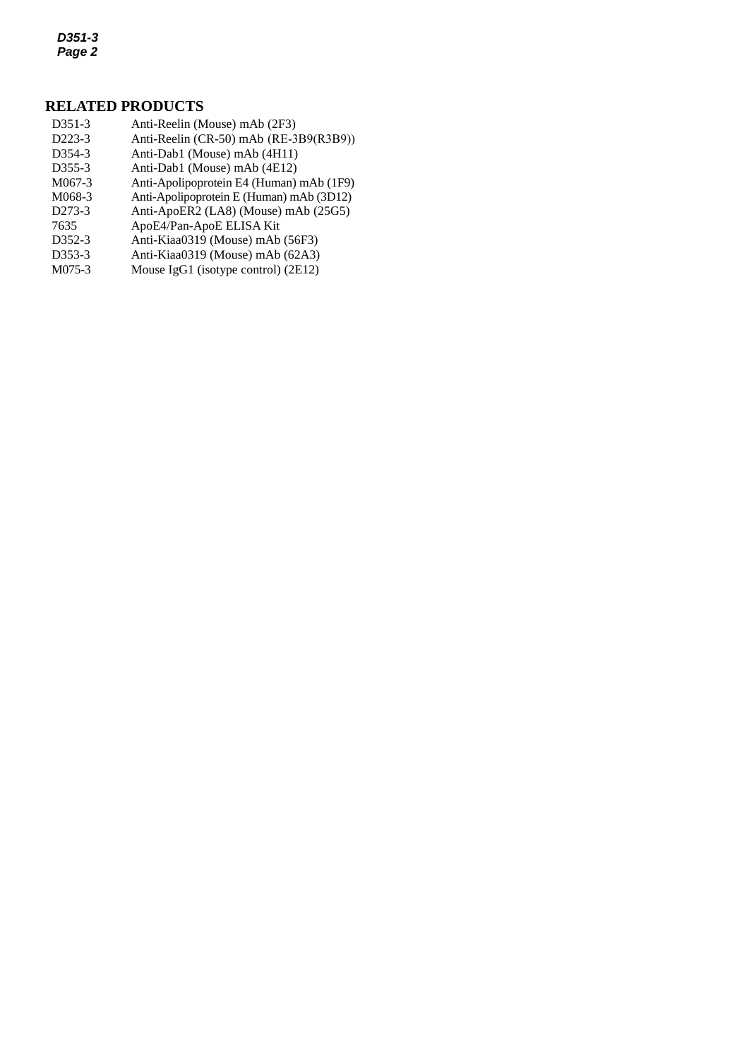## RELATED PRODUCTS

| | |
|---|---|
| D351-3 | Anti-Reelin (Mouse) mAb (2F3) |
| D223-3 | Anti-Reelin (CR-50) mAb (RE-3B9(R3B9)) |
| D354-3 | Anti-Dab1 (Mouse) mAb (4H11) |
| D355-3 | Anti-Dab1 (Mouse) mAb (4E12) |
| M067-3 | Anti-Apolipoprotein E4 (Human) mAb (1F9) |
| M068-3 | Anti-Apolipoprotein E (Human) mAb (3D12) |
| D273-3 | Anti-ApoER2 (LA8) (Mouse) mAb (25G5) |
| 7635 | ApoE4/Pan-ApoE ELISA Kit |
| D352-3 | Anti-Kiaa0319 (Mouse) mAb (56F3) |
| D353-3 | Anti-Kiaa0319 (Mouse) mAb (62A3) |
| M075-3 | Mouse IgG1 (isotype control) (2E12) |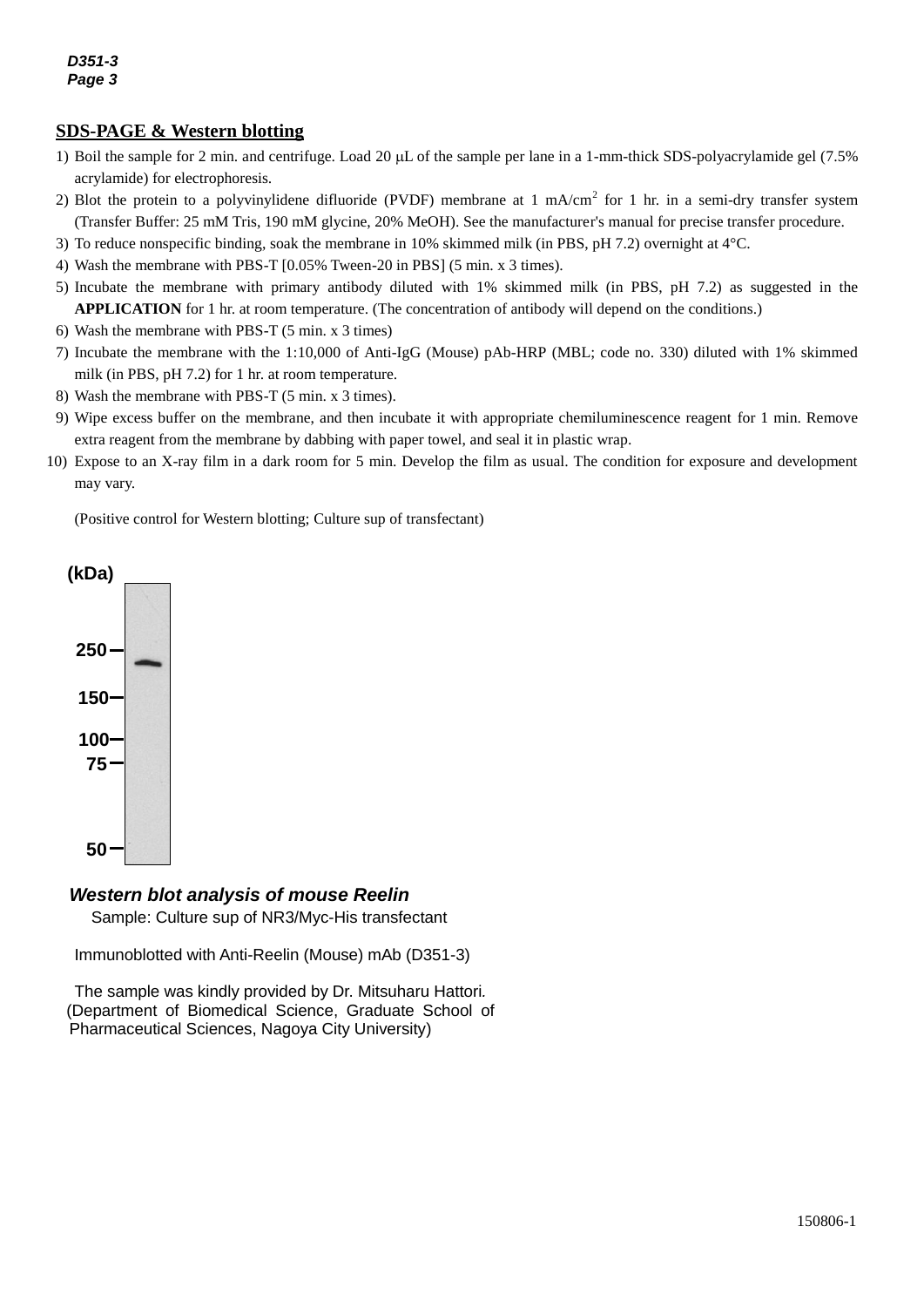## SDS-PAGE & Western blotting

1) Boil the sample for 2 min. and centrifuge. Load 20 μL of the sample per lane in a 1-mm-thick SDS-polyacrylamide gel (7.5% acrylamide) for electrophoresis.
2) Blot the protein to a polyvinylidene difluoride (PVDF) membrane at 1 mA/cm$^2$ for 1 hr. in a semi-dry transfer system (Transfer Buffer: 25 mM Tris, 190 mM glycine, 20% MeOH). See the manufacturer's manual for precise transfer procedure.
3) To reduce nonspecific binding, soak the membrane in 10% skimmed milk (in PBS, pH 7.2) overnight at 4°C.
4) Wash the membrane with PBS-T [0.05% Tween-20 in PBS] (5 min. x 3 times).
5) Incubate the membrane with primary antibody diluted with 1% skimmed milk (in PBS, pH 7.2) as suggested in the **APPLICATION** for 1 hr. at room temperature. (The concentration of antibody will depend on the conditions.)
6) Wash the membrane with PBS-T (5 min. x 3 times)
7) Incubate the membrane with the 1:10,000 of Anti-IgG (Mouse) pAb-HRP (MBL; code no. 330) diluted with 1% skimmed milk (in PBS, pH 7.2) for 1 hr. at room temperature.
8) Wash the membrane with PBS-T (5 min. x 3 times).
9) Wipe excess buffer on the membrane, and then incubate it with appropriate chemiluminescence reagent for 1 min. Remove extra reagent from the membrane by dabbing with paper towel, and seal it in plastic wrap.
10) Expose to an X-ray film in a dark room for 5 min. Develop the film as usual. The condition for exposure and development may vary.

(Positive control for Western blotting; Culture sup of transfectant)

(kDa)
250
150
100
75
50

***Western blot analysis of mouse Reelin***

Sample: Culture sup of NR3/Myc-His transfectant

Immunoblotted with Anti-Reelin (Mouse) mAb (D351-3)

The sample was kindly provided by Dr. Mitsuharu Hattori. (Department of Biomedical Science, Graduate School of Pharmaceutical Sciences, Nagoya City University)

150806-1